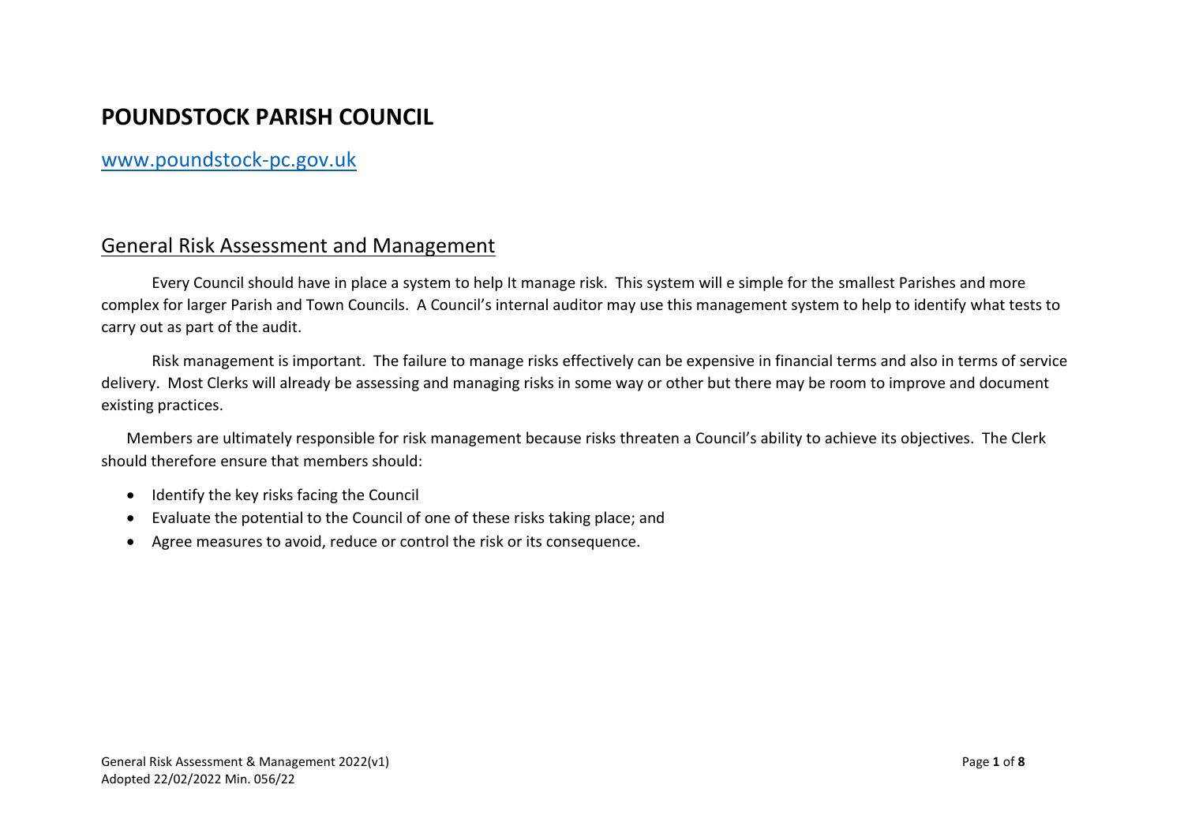# POUNDSTOCK PARISH COUNCIL

www.poundstock-pc.gov.uk

## General Risk Assessment and Management

Every Council should have in place a system to help It manage risk. This system will e simple for the smallest Parishes and more complex for larger Parish and Town Councils. A Council's internal auditor may use this management system to help to identify what tests to carry out as part of the audit.

Risk management is important. The failure to manage risks effectively can be expensive in financial terms and also in terms of service delivery. Most Clerks will already be assessing and managing risks in some way or other but there may be room to improve and document existing practices.

Members are ultimately responsible for risk management because risks threaten a Council's ability to achieve its objectives. The Clerk should therefore ensure that members should:

- Identify the key risks facing the Council
- Evaluate the potential to the Council of one of these risks taking place; and
- Agree measures to avoid, reduce or control the risk or its consequence.

General Risk Assessment & Management 2022(v1)
Adopted 22/02/2022 Min. 056/22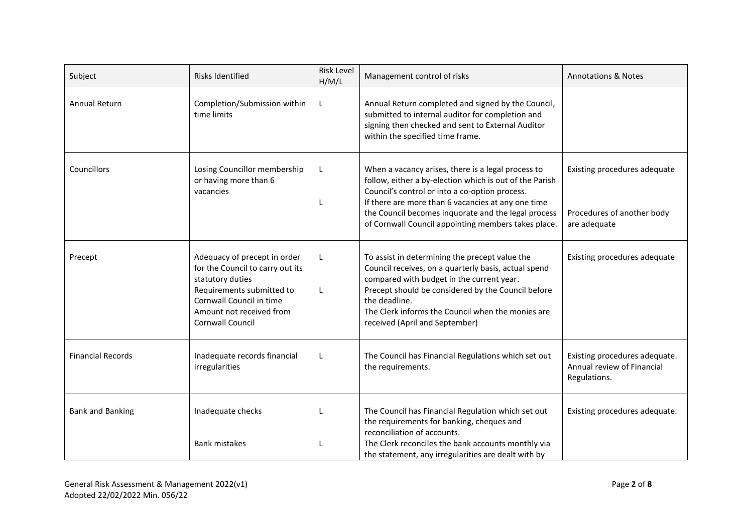| Subject | Risks Identified | Risk Level H/M/L | Management control of risks | Annotations & Notes |
|---|---|---|---|---|
| Annual Return | Completion/Submission within time limits | L | Annual Return completed and signed by the Council, submitted to internal auditor for completion and signing then checked and sent to External Auditor within the specified time frame. | |
| Councillors | Losing Councillor membership or having more than 6 vacancies | L<br>L | When a vacancy arises, there is a legal process to follow, either a by-election which is out of the Parish Council's control or into a co-option process.<br>If there are more than 6 vacancies at any one time the Council becomes inquorate and the legal process of Cornwall Council appointing members takes place. | Existing procedures adequate<br><br>Procedures of another body are adequate |
| Precept | Adequacy of precept in order for the Council to carry out its statutory duties<br>Requirements submitted to Cornwall Council in time<br>Amount not received from Cornwall Council | L<br>L | To assist in determining the precept value the Council receives, on a quarterly basis, actual spend compared with budget in the current year.<br>Precept should be considered by the Council before the deadline.<br>The Clerk informs the Council when the monies are received (April and September) | Existing procedures adequate |
| Financial Records | Inadequate records financial irregularities | L | The Council has Financial Regulations which set out the requirements. | Existing procedures adequate. Annual review of Financial Regulations. |
| Bank and Banking | Inadequate checks<br><br>Bank mistakes | L<br><br>L | The Council has Financial Regulation which set out the requirements for banking, cheques and reconciliation of accounts.<br>The Clerk reconciles the bank accounts monthly via the statement, any irregularities are dealt with by | Existing procedures adequate. |

General Risk Assessment & Management 2022(v1)
Adopted 22/02/2022 Min. 056/22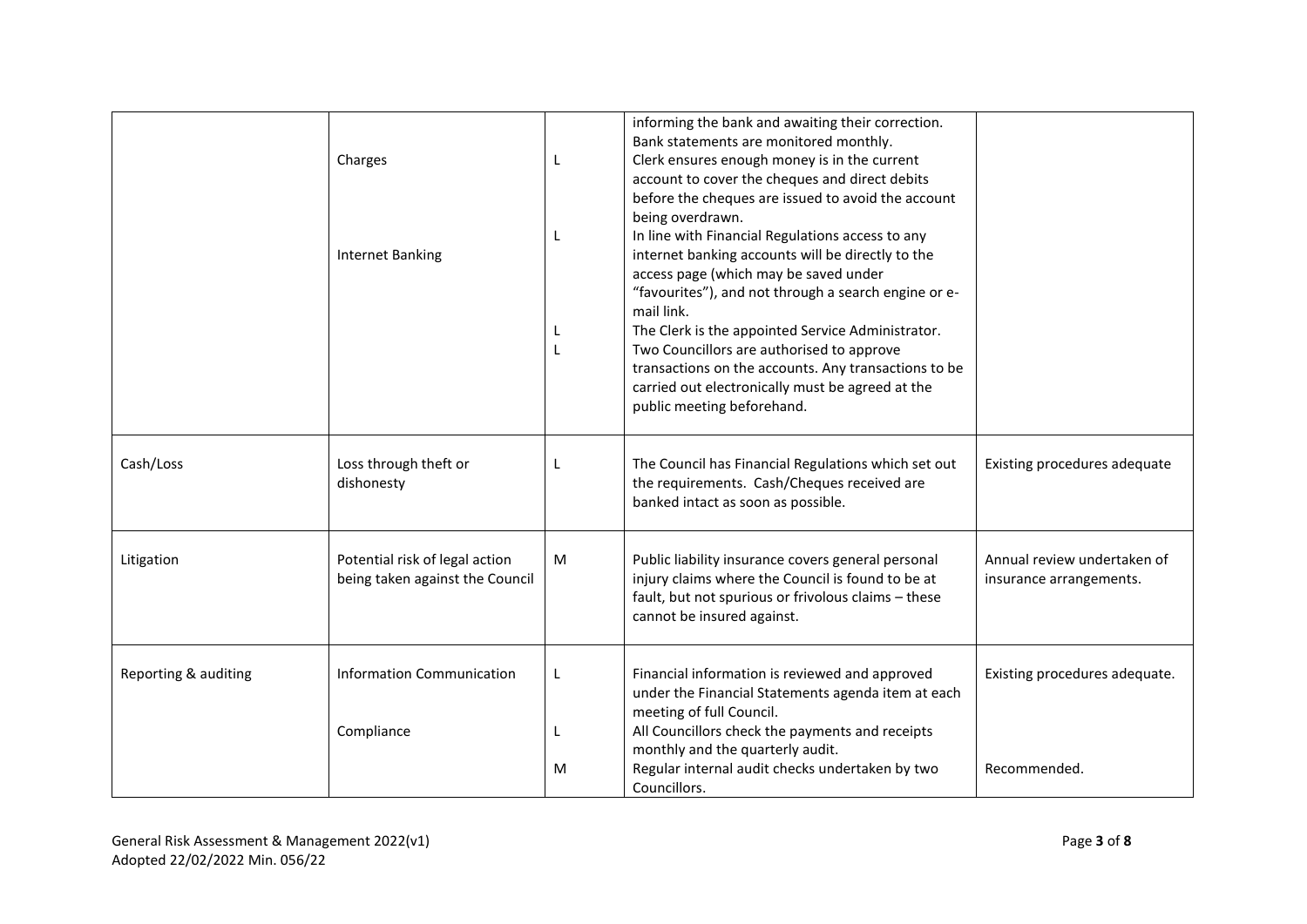| | | | | |
|---|---|---|---|---|
| | Charges<br><br>Internet Banking | L<br><br>L<br><br>L<br>L | informing the bank and awaiting their correction. Bank statements are monitored monthly.<br>Clerk ensures enough money is in the current account to cover the cheques and direct debits before the cheques are issued to avoid the account being overdrawn.<br>In line with Financial Regulations access to any internet banking accounts will be directly to the access page (which may be saved under "favourites"), and not through a search engine or e-mail link.<br>The Clerk is the appointed Service Administrator.<br>Two Councillors are authorised to approve transactions on the accounts. Any transactions to be carried out electronically must be agreed at the public meeting beforehand. | |
| Cash/Loss | Loss through theft or dishonesty | L | The Council has Financial Regulations which set out the requirements. Cash/Cheques received are banked intact as soon as possible. | Existing procedures adequate |
| Litigation | Potential risk of legal action being taken against the Council | M | Public liability insurance covers general personal injury claims where the Council is found to be at fault, but not spurious or frivolous claims – these cannot be insured against. | Annual review undertaken of insurance arrangements. |
| Reporting & auditing | Information Communication<br><br>Compliance | L<br><br>L<br><br>M | Financial information is reviewed and approved under the Financial Statements agenda item at each meeting of full Council.<br>All Councillors check the payments and receipts monthly and the quarterly audit.<br>Regular internal audit checks undertaken by two Councillors. | Existing procedures adequate.<br><br><br><br>Recommended. |

General Risk Assessment & Management 2022(v1)
Adopted 22/02/2022 Min. 056/22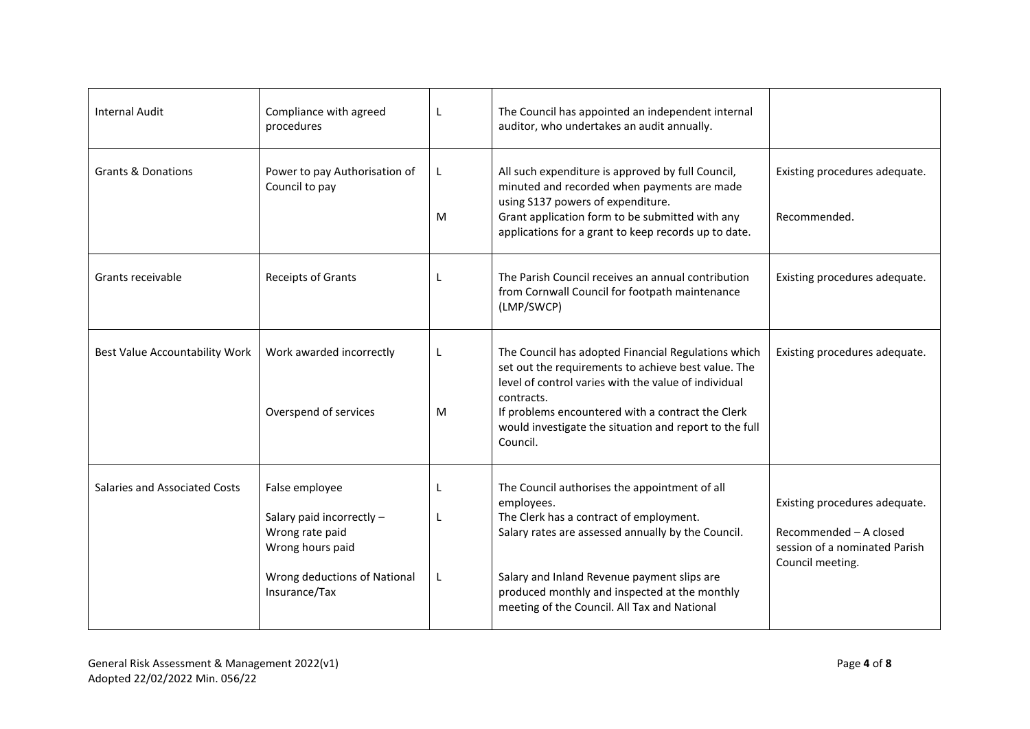| | | | | |
|---|---|---|---|---|
| Internal Audit | Compliance with agreed procedures | L | The Council has appointed an independent internal auditor, who undertakes an audit annually. | |
| Grants & Donations | Power to pay Authorisation of Council to pay | L<br><br>M | All such expenditure is approved by full Council, minuted and recorded when payments are made using S137 powers of expenditure.<br>Grant application form to be submitted with any applications for a grant to keep records up to date. | Existing procedures adequate.<br><br>Recommended. |
| Grants receivable | Receipts of Grants | L | The Parish Council receives an annual contribution from Cornwall Council for footpath maintenance (LMP/SWCP) | Existing procedures adequate. |
| Best Value Accountability Work | Work awarded incorrectly<br><br>Overspend of services | L<br><br>M | The Council has adopted Financial Regulations which set out the requirements to achieve best value. The level of control varies with the value of individual contracts.<br>If problems encountered with a contract the Clerk would investigate the situation and report to the full Council. | Existing procedures adequate. |
| Salaries and Associated Costs | False employee<br><br>Salary paid incorrectly –<br>Wrong rate paid<br>Wrong hours paid<br><br>Wrong deductions of National Insurance/Tax | L<br><br>L<br><br><br><br>L | The Council authorises the appointment of all employees.<br>The Clerk has a contract of employment.<br>Salary rates are assessed annually by the Council.<br><br>Salary and Inland Revenue payment slips are produced monthly and inspected at the monthly meeting of the Council. All Tax and National | Existing procedures adequate.<br><br>Recommended – A closed session of a nominated Parish Council meeting. |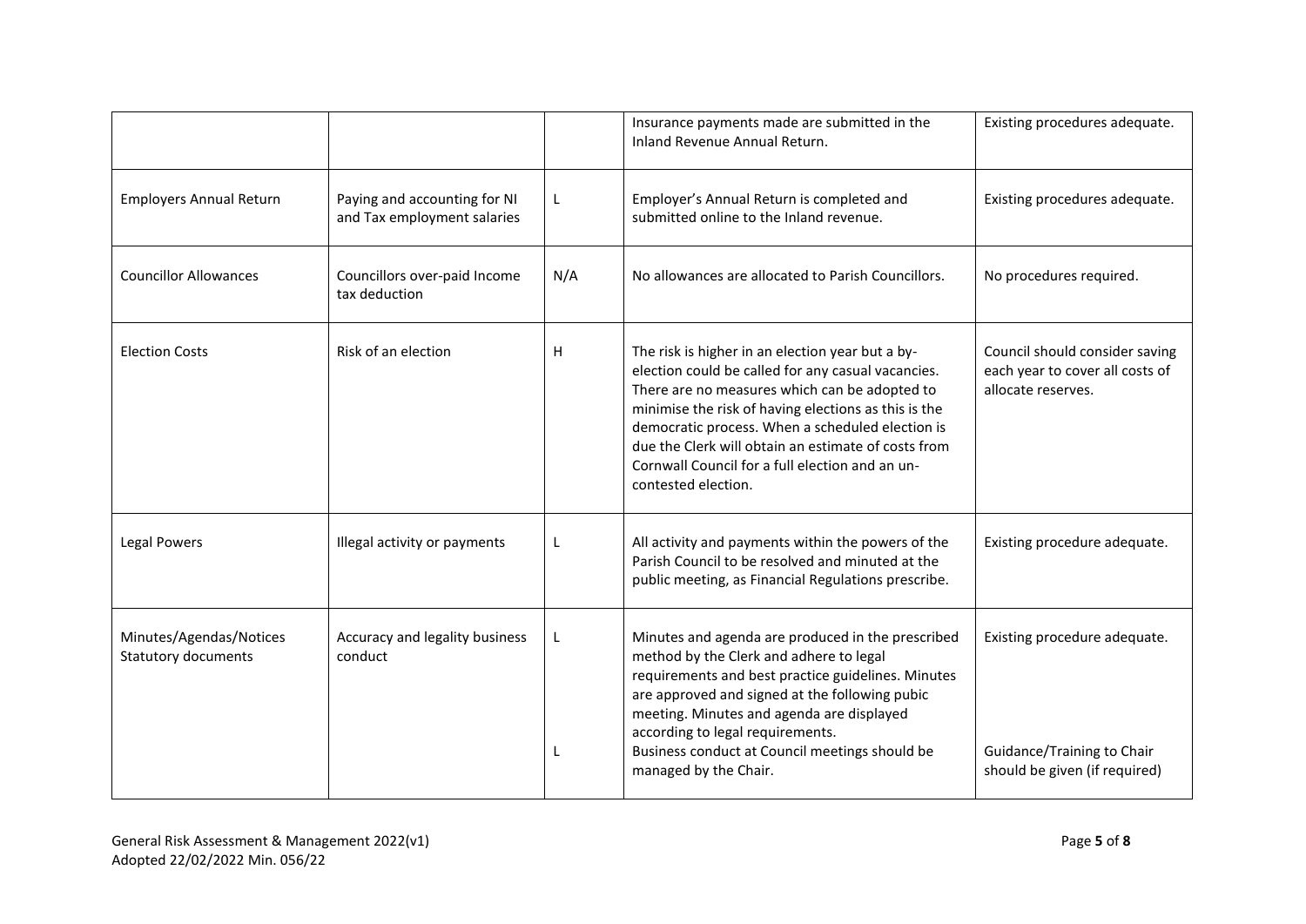| | | | | |
|---|---|---|---|---|
| | | | Insurance payments made are submitted in the Inland Revenue Annual Return. | Existing procedures adequate. |
| Employers Annual Return | Paying and accounting for NI and Tax employment salaries | L | Employer's Annual Return is completed and submitted online to the Inland revenue. | Existing procedures adequate. |
| Councillor Allowances | Councillors over-paid Income tax deduction | N/A | No allowances are allocated to Parish Councillors. | No procedures required. |
| Election Costs | Risk of an election | H | The risk is higher in an election year but a by-election could be called for any casual vacancies. There are no measures which can be adopted to minimise the risk of having elections as this is the democratic process. When a scheduled election is due the Clerk will obtain an estimate of costs from Cornwall Council for a full election and an un-contested election. | Council should consider saving each year to cover all costs of allocate reserves. |
| Legal Powers | Illegal activity or payments | L | All activity and payments within the powers of the Parish Council to be resolved and minuted at the public meeting, as Financial Regulations prescribe. | Existing procedure adequate. |
| Minutes/Agendas/Notices Statutory documents | Accuracy and legality business conduct | L<br><br>L | Minutes and agenda are produced in the prescribed method by the Clerk and adhere to legal requirements and best practice guidelines. Minutes are approved and signed at the following pubic meeting. Minutes and agenda are displayed according to legal requirements.<br>Business conduct at Council meetings should be managed by the Chair. | Existing procedure adequate.<br><br>Guidance/Training to Chair should be given (if required) |

General Risk Assessment & Management 2022(v1)
Adopted 22/02/2022 Min. 056/22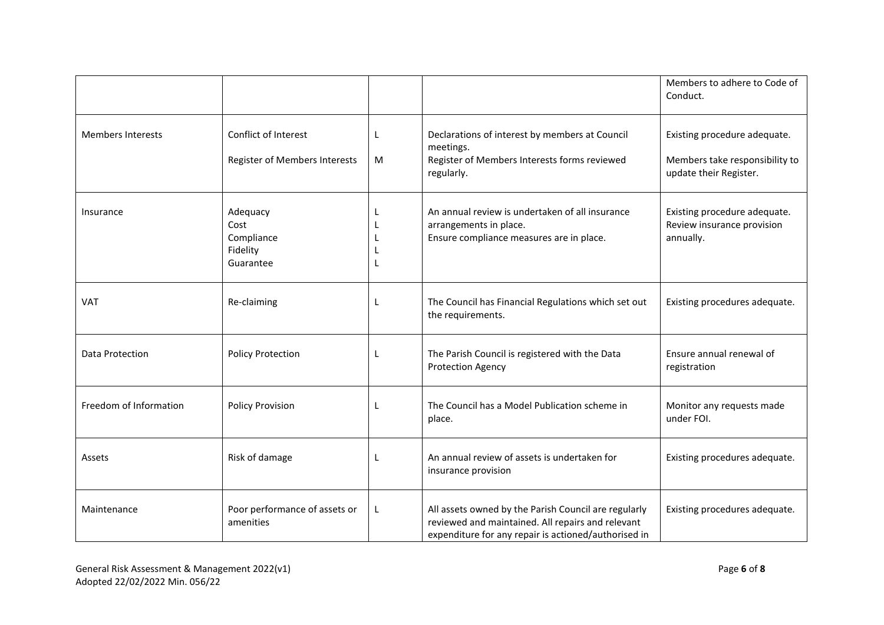| | | | | |
|---|---|---|---|---|
| | | | | Members to adhere to Code of Conduct. |
| Members Interests | Conflict of Interest<br><br>Register of Members Interests | L<br><br>M | Declarations of interest by members at Council meetings.<br>Register of Members Interests forms reviewed regularly. | Existing procedure adequate.<br><br>Members take responsibility to update their Register. |
| Insurance | Adequacy<br>Cost<br>Compliance<br>Fidelity<br>Guarantee | L<br>L<br>L<br>L<br>L | An annual review is undertaken of all insurance arrangements in place.<br>Ensure compliance measures are in place. | Existing procedure adequate.<br>Review insurance provision annually. |
| VAT | Re-claiming | L | The Council has Financial Regulations which set out the requirements. | Existing procedures adequate. |
| Data Protection | Policy Protection | L | The Parish Council is registered with the Data Protection Agency | Ensure annual renewal of registration |
| Freedom of Information | Policy Provision | L | The Council has a Model Publication scheme in place. | Monitor any requests made under FOI. |
| Assets | Risk of damage | L | An annual review of assets is undertaken for insurance provision | Existing procedures adequate. |
| Maintenance | Poor performance of assets or amenities | L | All assets owned by the Parish Council are regularly reviewed and maintained. All repairs and relevant expenditure for any repair is actioned/authorised in | Existing procedures adequate. |

General Risk Assessment & Management 2022(v1)
Adopted 22/02/2022 Min. 056/22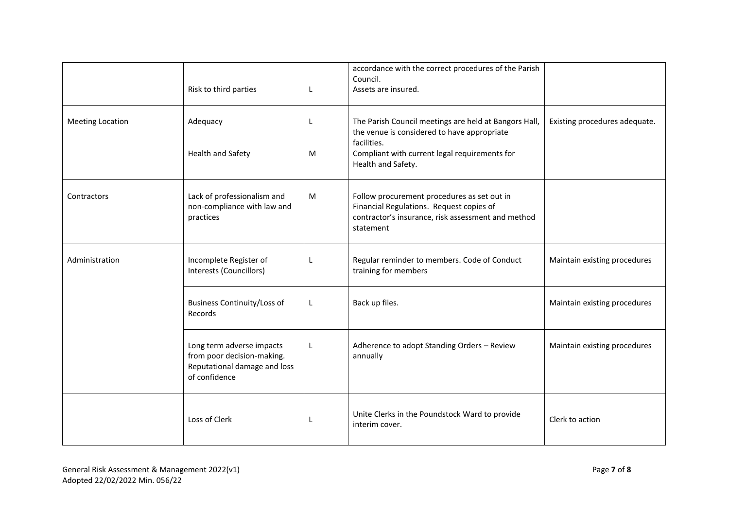| | | | | |
|---|---|---|---|---|
| | Risk to third parties | L | accordance with the correct procedures of the Parish Council.<br>Assets are insured. | |
| Meeting Location | Adequacy<br><br>Health and Safety | L<br><br>M | The Parish Council meetings are held at Bangors Hall, the venue is considered to have appropriate facilities.<br>Compliant with current legal requirements for Health and Safety. | Existing procedures adequate. |
| Contractors | Lack of professionalism and non-compliance with law and practices | M | Follow procurement procedures as set out in Financial Regulations. Request copies of contractor's insurance, risk assessment and method statement | |
| Administration | Incomplete Register of Interests (Councillors) | L | Regular reminder to members. Code of Conduct training for members | Maintain existing procedures |
| | Business Continuity/Loss of Records | L | Back up files. | Maintain existing procedures |
| | Long term adverse impacts from poor decision-making. Reputational damage and loss of confidence | L | Adherence to adopt Standing Orders – Review annually | Maintain existing procedures |
| | Loss of Clerk | L | Unite Clerks in the Poundstock Ward to provide interim cover. | Clerk to action |

General Risk Assessment & Management 2022(v1)
Adopted 22/02/2022 Min. 056/22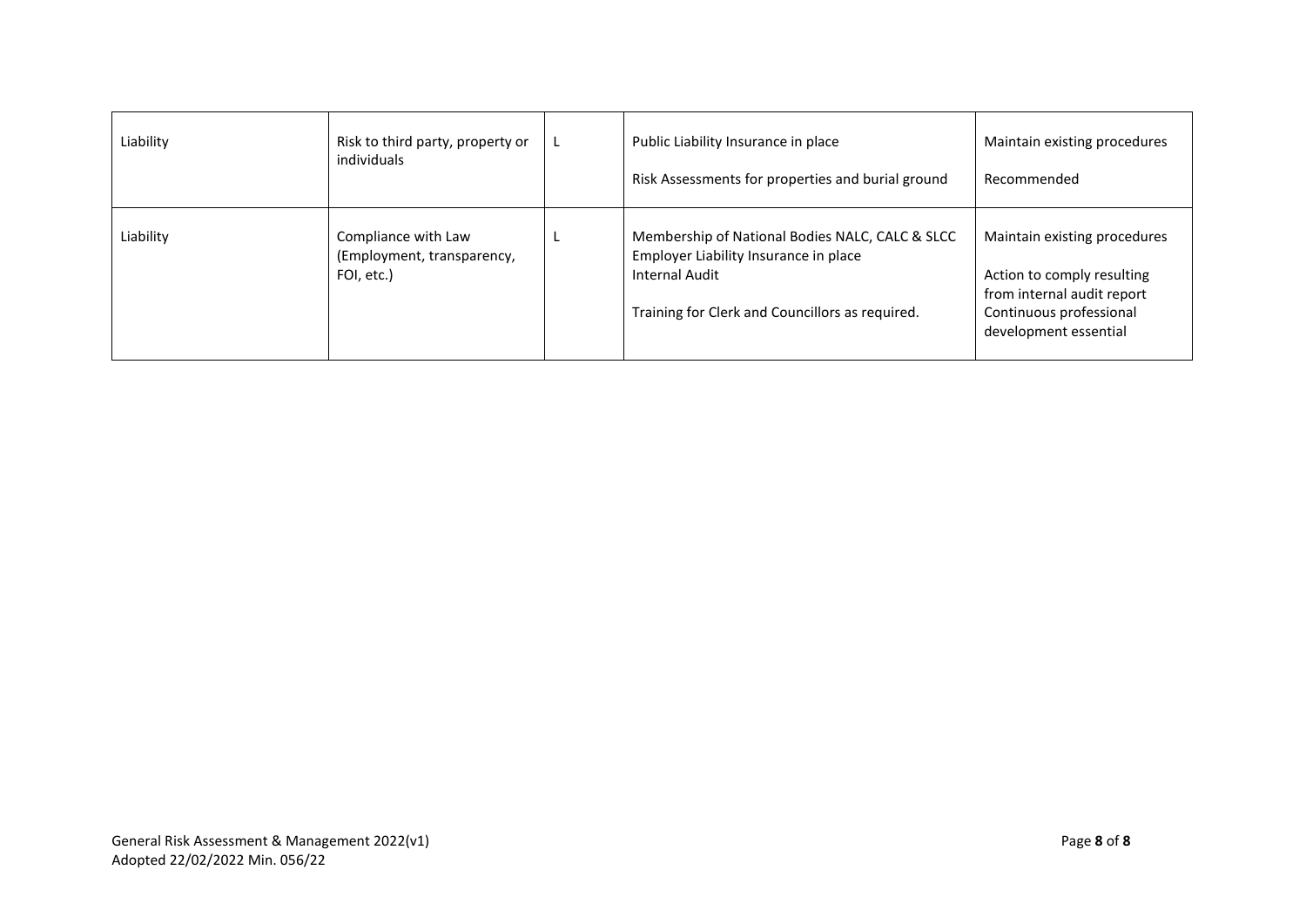| | | | | |
|---|---|---|---|---|
| Liability | Risk to third party, property or individuals | L | Public Liability Insurance in place<br><br>Risk Assessments for properties and burial ground | Maintain existing procedures<br><br>Recommended |
| Liability | Compliance with Law (Employment, transparency, FOI, etc.) | L | Membership of National Bodies NALC, CALC & SLCC<br>Employer Liability Insurance in place<br>Internal Audit<br><br>Training for Clerk and Councillors as required. | Maintain existing procedures<br><br>Action to comply resulting from internal audit report<br>Continuous professional development essential |

General Risk Assessment & Management 2022(v1)
Adopted 22/02/2022 Min. 056/22